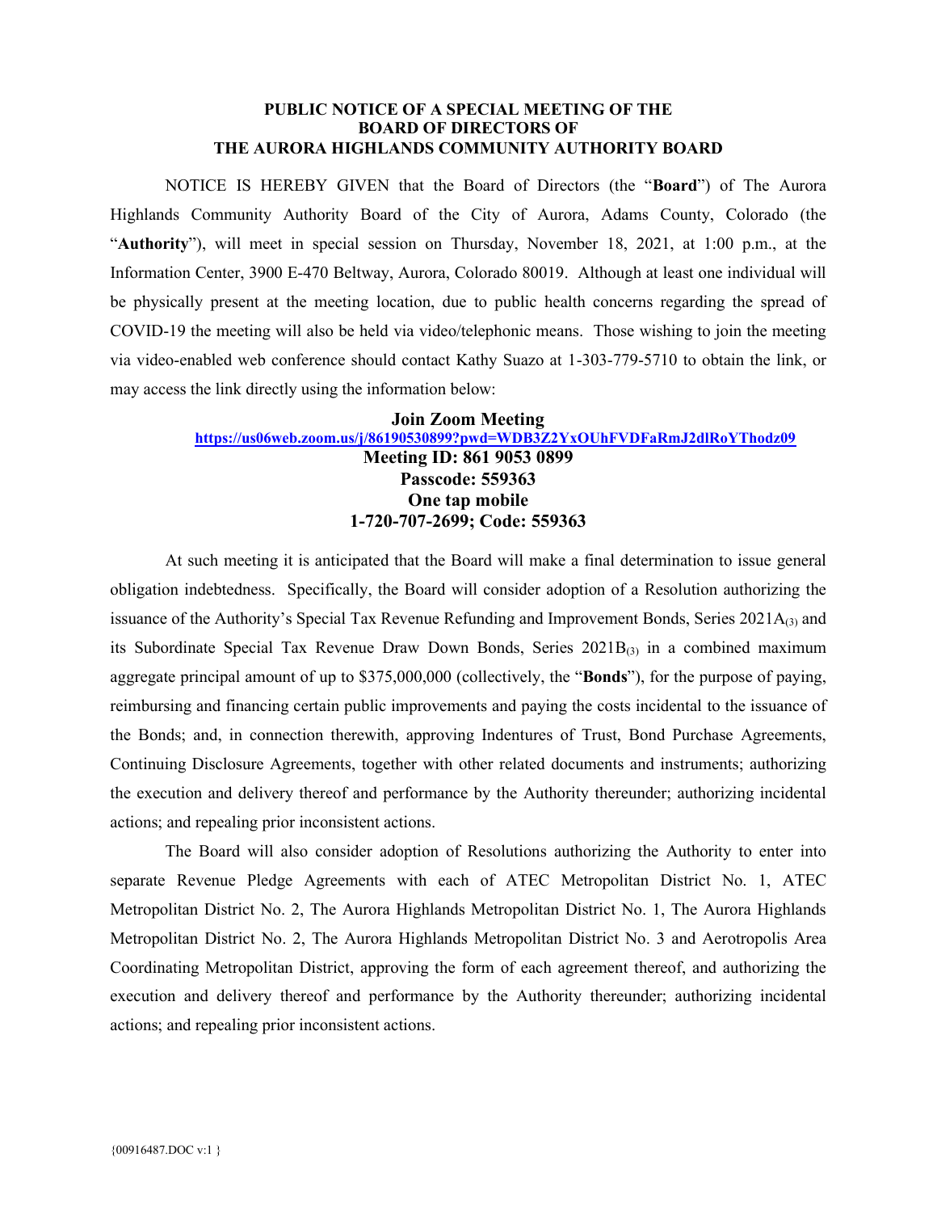**PUBLIC NOTICE OF A SPECIAL MEETING OF THE**
**BOARD OF DIRECTORS OF**
**THE AURORA HIGHLANDS COMMUNITY AUTHORITY BOARD**

NOTICE IS HEREBY GIVEN that the Board of Directors (the "**Board**") of The Aurora Highlands Community Authority Board of the City of Aurora, Adams County, Colorado (the "**Authority**"), will meet in special session on Thursday, November 18, 2021, at 1:00 p.m., at the Information Center, 3900 E-470 Beltway, Aurora, Colorado 80019. Although at least one individual will be physically present at the meeting location, due to public health concerns regarding the spread of COVID-19 the meeting will also be held via video/telephonic means. Those wishing to join the meeting via video-enabled web conference should contact Kathy Suazo at 1-303-779-5710 to obtain the link, or may access the link directly using the information below:

**Join Zoom Meeting**
**https://us06web.zoom.us/j/86190530899?pwd=WDB3Z2YxOUhFVDFaRmJ2dlRoYThodz09**
**Meeting ID: 861 9053 0899**
**Passcode: 559363**
**One tap mobile**
**1-720-707-2699; Code: 559363**

At such meeting it is anticipated that the Board will make a final determination to issue general obligation indebtedness. Specifically, the Board will consider adoption of a Resolution authorizing the issuance of the Authority's Special Tax Revenue Refunding and Improvement Bonds, Series $2021A_{(3)}$ and its Subordinate Special Tax Revenue Draw Down Bonds, Series $2021B_{(3)}$ in a combined maximum aggregate principal amount of up to $375,000,000 (collectively, the "**Bonds**"), for the purpose of paying, reimbursing and financing certain public improvements and paying the costs incidental to the issuance of the Bonds; and, in connection therewith, approving Indentures of Trust, Bond Purchase Agreements, Continuing Disclosure Agreements, together with other related documents and instruments; authorizing the execution and delivery thereof and performance by the Authority thereunder; authorizing incidental actions; and repealing prior inconsistent actions.

The Board will also consider adoption of Resolutions authorizing the Authority to enter into separate Revenue Pledge Agreements with each of ATEC Metropolitan District No. 1, ATEC Metropolitan District No. 2, The Aurora Highlands Metropolitan District No. 1, The Aurora Highlands Metropolitan District No. 2, The Aurora Highlands Metropolitan District No. 3 and Aerotropolis Area Coordinating Metropolitan District, approving the form of each agreement thereof, and authorizing the execution and delivery thereof and performance by the Authority thereunder; authorizing incidental actions; and repealing prior inconsistent actions.

{00916487.DOC v:1 }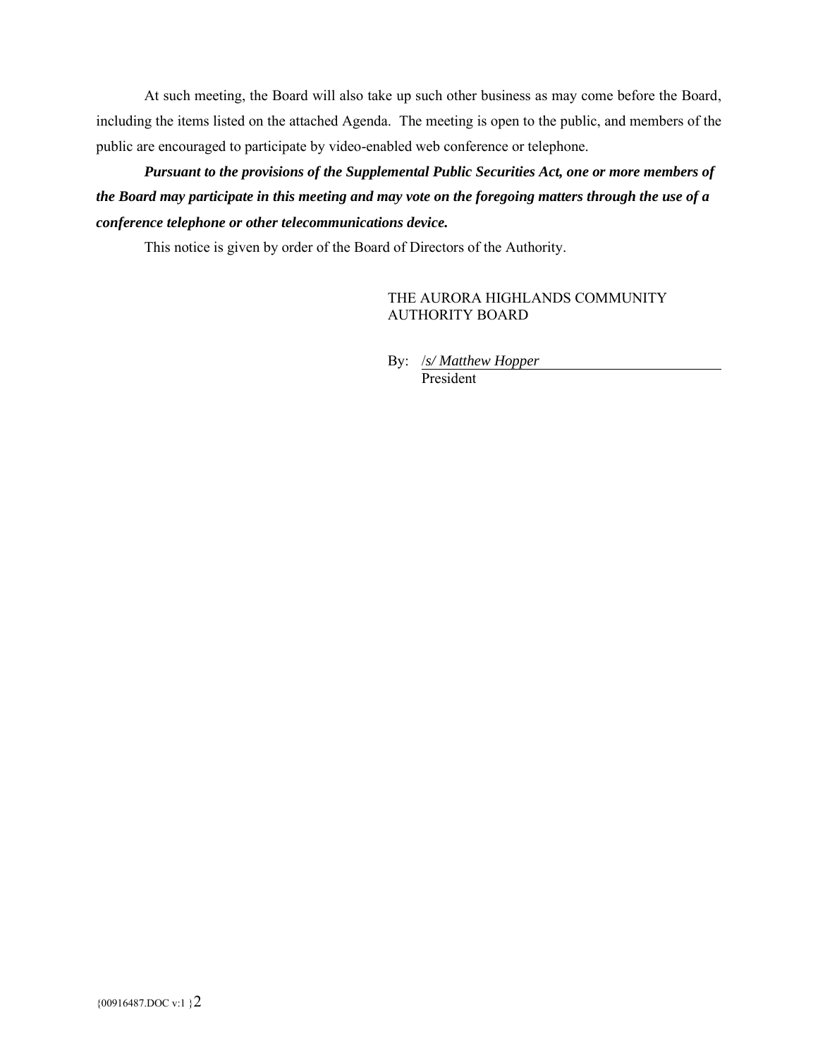At such meeting, the Board will also take up such other business as may come before the Board, including the items listed on the attached Agenda. The meeting is open to the public, and members of the public are encouraged to participate by video-enabled web conference or telephone.

***Pursuant to the provisions of the Supplemental Public Securities Act, one or more members of the Board may participate in this meeting and may vote on the foregoing matters through the use of a conference telephone or other telecommunications device.***

This notice is given by order of the Board of Directors of the Authority.

THE AURORA HIGHLANDS COMMUNITY AUTHORITY BOARD

By: /*s/ Matthew Hopper*
President

{00916487.DOC v:1 }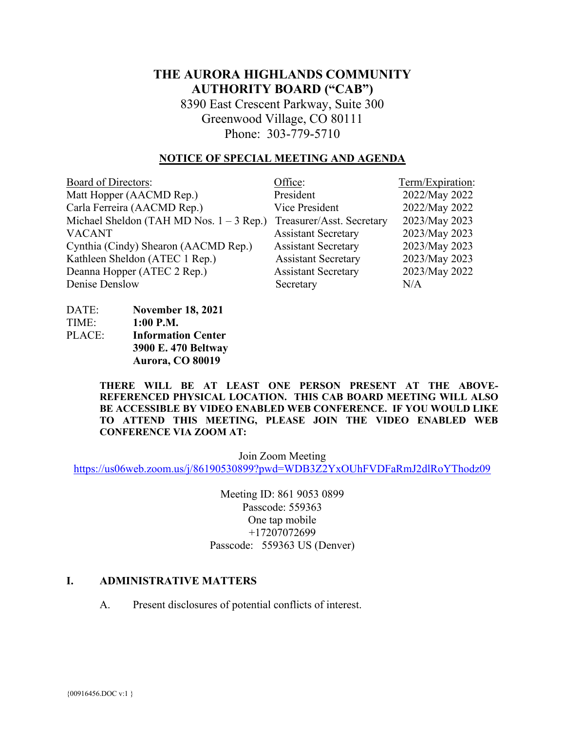# THE AURORA HIGHLANDS COMMUNITY AUTHORITY BOARD ("CAB")

8390 East Crescent Parkway, Suite 300
Greenwood Village, CO 80111
Phone: 303-779-5710

## NOTICE OF SPECIAL MEETING AND AGENDA

| Board of Directors: | Office: | Term/Expiration: |
| --- | --- | --- |
| Matt Hopper (AACMD Rep.) | President | 2022/May 2022 |
| Carla Ferreira (AACMD Rep.) | Vice President | 2022/May 2022 |
| Michael Sheldon (TAH MD Nos. 1 – 3 Rep.) | Treasurer/Asst. Secretary | 2023/May 2023 |
| VACANT | Assistant Secretary | 2023/May 2023 |
| Cynthia (Cindy) Shearon (AACMD Rep.) | Assistant Secretary | 2023/May 2023 |
| Kathleen Sheldon (ATEC 1 Rep.) | Assistant Secretary | 2023/May 2023 |
| Deanna Hopper (ATEC 2 Rep.) | Assistant Secretary | 2023/May 2022 |
| Denise Denslow | Secretary | N/A |

DATE: **November 18, 2021**
TIME: **1:00 P.M.**
PLACE: **Information Center**
**3900 E. 470 Beltway**
**Aurora, CO 80019**

**THERE WILL BE AT LEAST ONE PERSON PRESENT AT THE ABOVE-REFERENCED PHYSICAL LOCATION. THIS CAB BOARD MEETING WILL ALSO BE ACCESSIBLE BY VIDEO ENABLED WEB CONFERENCE. IF YOU WOULD LIKE TO ATTEND THIS MEETING, PLEASE JOIN THE VIDEO ENABLED WEB CONFERENCE VIA ZOOM AT:**

Join Zoom Meeting
https://us06web.zoom.us/j/86190530899?pwd=WDB3Z2YxOUhFVDFaRmJ2dlRoYThodz09

Meeting ID: 861 9053 0899
Passcode: 559363
One tap mobile
+17207072699
Passcode: 559363 US (Denver)

## I. ADMINISTRATIVE MATTERS

A. Present disclosures of potential conflicts of interest.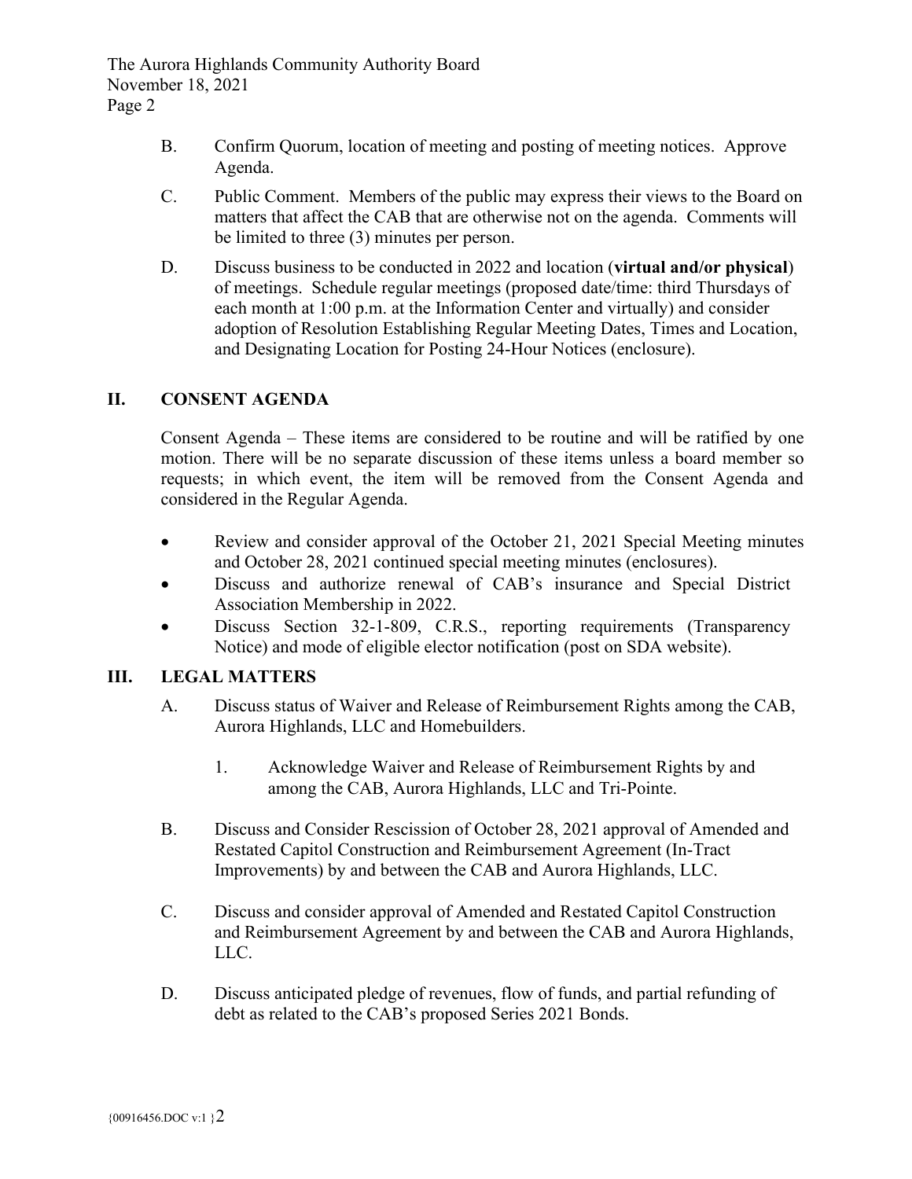B. Confirm Quorum, location of meeting and posting of meeting notices. Approve Agenda.

C. Public Comment. Members of the public may express their views to the Board on matters that affect the CAB that are otherwise not on the agenda. Comments will be limited to three (3) minutes per person.

D. Discuss business to be conducted in 2022 and location (**virtual and/or physical**) of meetings. Schedule regular meetings (proposed date/time: third Thursdays of each month at 1:00 p.m. at the Information Center and virtually) and consider adoption of Resolution Establishing Regular Meeting Dates, Times and Location, and Designating Location for Posting 24-Hour Notices (enclosure).

## II. CONSENT AGENDA

Consent Agenda – These items are considered to be routine and will be ratified by one motion. There will be no separate discussion of these items unless a board member so requests; in which event, the item will be removed from the Consent Agenda and considered in the Regular Agenda.

- Review and consider approval of the October 21, 2021 Special Meeting minutes and October 28, 2021 continued special meeting minutes (enclosures).
- Discuss and authorize renewal of CAB's insurance and Special District Association Membership in 2022.
- Discuss Section 32-1-809, C.R.S., reporting requirements (Transparency Notice) and mode of eligible elector notification (post on SDA website).

## III. LEGAL MATTERS

A. Discuss status of Waiver and Release of Reimbursement Rights among the CAB, Aurora Highlands, LLC and Homebuilders.

1. Acknowledge Waiver and Release of Reimbursement Rights by and among the CAB, Aurora Highlands, LLC and Tri-Pointe.

B. Discuss and Consider Rescission of October 28, 2021 approval of Amended and Restated Capitol Construction and Reimbursement Agreement (In-Tract Improvements) by and between the CAB and Aurora Highlands, LLC.

C. Discuss and consider approval of Amended and Restated Capitol Construction and Reimbursement Agreement by and between the CAB and Aurora Highlands, LLC.

D. Discuss anticipated pledge of revenues, flow of funds, and partial refunding of debt as related to the CAB's proposed Series 2021 Bonds.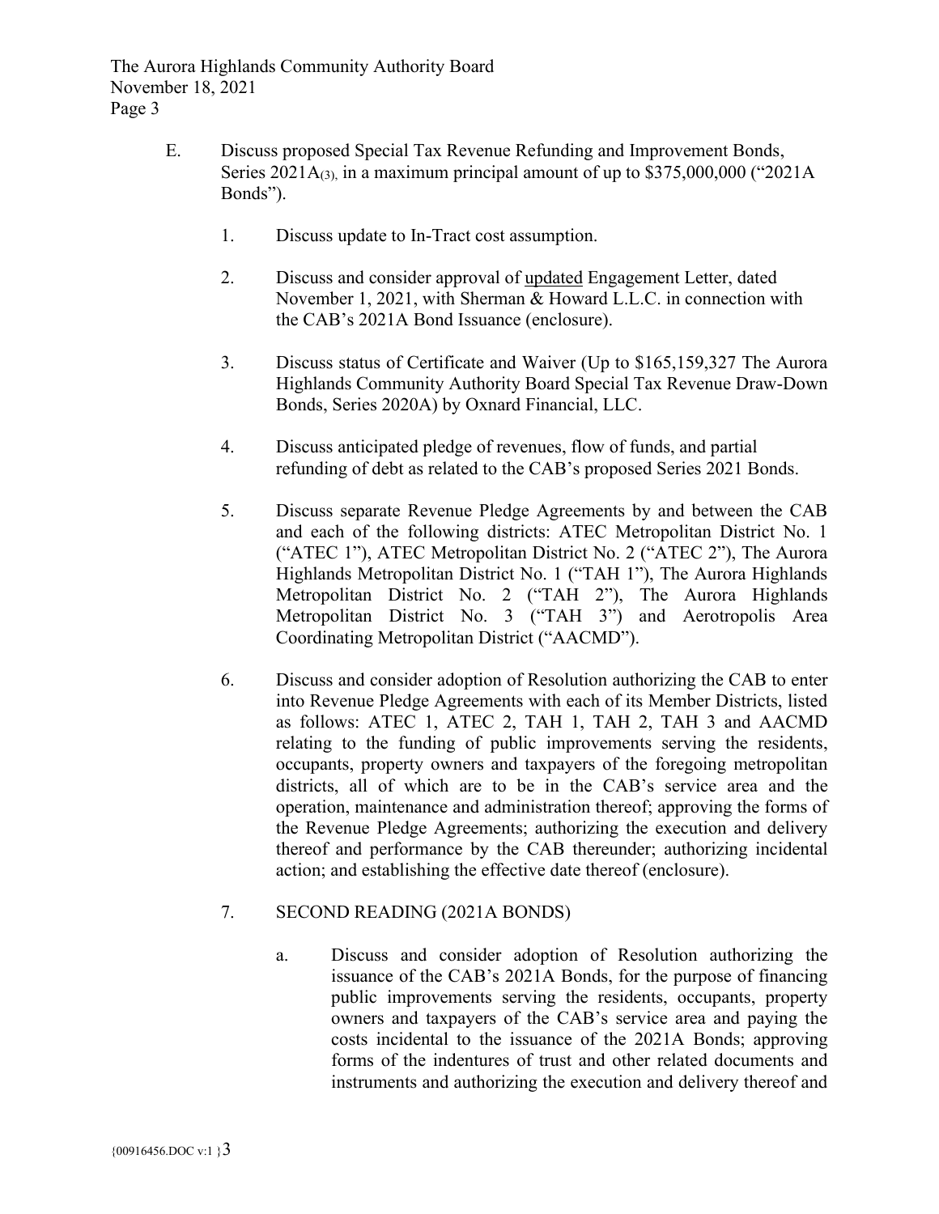E. Discuss proposed Special Tax Revenue Refunding and Improvement Bonds, Series 2021A(3), in a maximum principal amount of up to $375,000,000 ("2021A Bonds").

1. Discuss update to In-Tract cost assumption.

2. Discuss and consider approval of <u>updated</u> Engagement Letter, dated November 1, 2021, with Sherman & Howard L.L.C. in connection with the CAB's 2021A Bond Issuance (enclosure).

3. Discuss status of Certificate and Waiver (Up to $165,159,327 The Aurora Highlands Community Authority Board Special Tax Revenue Draw-Down Bonds, Series 2020A) by Oxnard Financial, LLC.

4. Discuss anticipated pledge of revenues, flow of funds, and partial refunding of debt as related to the CAB's proposed Series 2021 Bonds.

5. Discuss separate Revenue Pledge Agreements by and between the CAB and each of the following districts: ATEC Metropolitan District No. 1 ("ATEC 1"), ATEC Metropolitan District No. 2 ("ATEC 2"), The Aurora Highlands Metropolitan District No. 1 ("TAH 1"), The Aurora Highlands Metropolitan District No. 2 ("TAH 2"), The Aurora Highlands Metropolitan District No. 3 ("TAH 3") and Aerotropolis Area Coordinating Metropolitan District ("AACMD").

6. Discuss and consider adoption of Resolution authorizing the CAB to enter into Revenue Pledge Agreements with each of its Member Districts, listed as follows: ATEC 1, ATEC 2, TAH 1, TAH 2, TAH 3 and AACMD relating to the funding of public improvements serving the residents, occupants, property owners and taxpayers of the foregoing metropolitan districts, all of which are to be in the CAB's service area and the operation, maintenance and administration thereof; approving the forms of the Revenue Pledge Agreements; authorizing the execution and delivery thereof and performance by the CAB thereunder; authorizing incidental action; and establishing the effective date thereof (enclosure).

7. SECOND READING (2021A BONDS)

   a. Discuss and consider adoption of Resolution authorizing the issuance of the CAB's 2021A Bonds, for the purpose of financing public improvements serving the residents, occupants, property owners and taxpayers of the CAB's service area and paying the costs incidental to the issuance of the 2021A Bonds; approving forms of the indentures of trust and other related documents and instruments and authorizing the execution and delivery thereof and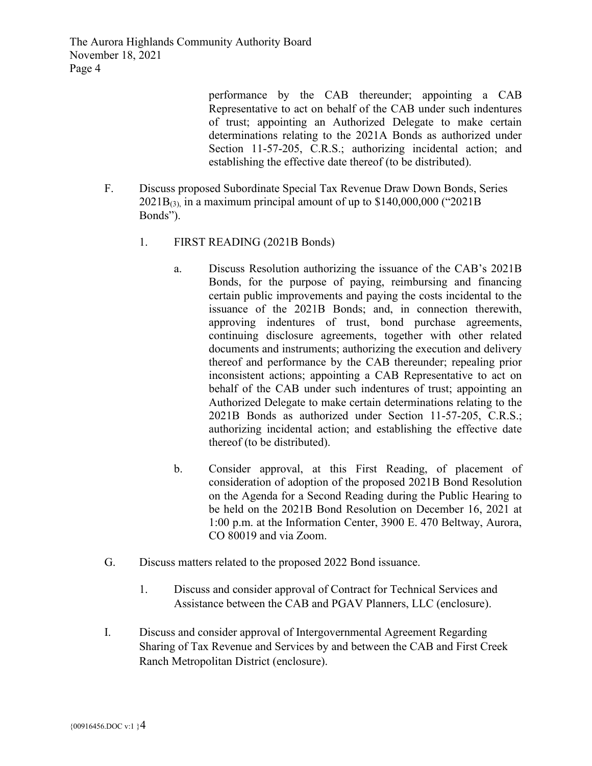performance by the CAB thereunder; appointing a CAB Representative to act on behalf of the CAB under such indentures of trust; appointing an Authorized Delegate to make certain determinations relating to the 2021A Bonds as authorized under Section 11-57-205, C.R.S.; authorizing incidental action; and establishing the effective date thereof (to be distributed).

F. Discuss proposed Subordinate Special Tax Revenue Draw Down Bonds, Series $2021B_{(3)}$, in a maximum principal amount of up to $140,000,000 ("2021B Bonds").

1. FIRST READING (2021B Bonds)

   a. Discuss Resolution authorizing the issuance of the CAB's 2021B Bonds, for the purpose of paying, reimbursing and financing certain public improvements and paying the costs incidental to the issuance of the 2021B Bonds; and, in connection therewith, approving indentures of trust, bond purchase agreements, continuing disclosure agreements, together with other related documents and instruments; authorizing the execution and delivery thereof and performance by the CAB thereunder; repealing prior inconsistent actions; appointing a CAB Representative to act on behalf of the CAB under such indentures of trust; appointing an Authorized Delegate to make certain determinations relating to the 2021B Bonds as authorized under Section 11-57-205, C.R.S.; authorizing incidental action; and establishing the effective date thereof (to be distributed).

   b. Consider approval, at this First Reading, of placement of consideration of adoption of the proposed 2021B Bond Resolution on the Agenda for a Second Reading during the Public Hearing to be held on the 2021B Bond Resolution on December 16, 2021 at 1:00 p.m. at the Information Center, 3900 E. 470 Beltway, Aurora, CO 80019 and via Zoom.

G. Discuss matters related to the proposed 2022 Bond issuance.

1. Discuss and consider approval of Contract for Technical Services and Assistance between the CAB and PGAV Planners, LLC (enclosure).

I. Discuss and consider approval of Intergovernmental Agreement Regarding Sharing of Tax Revenue and Services by and between the CAB and First Creek Ranch Metropolitan District (enclosure).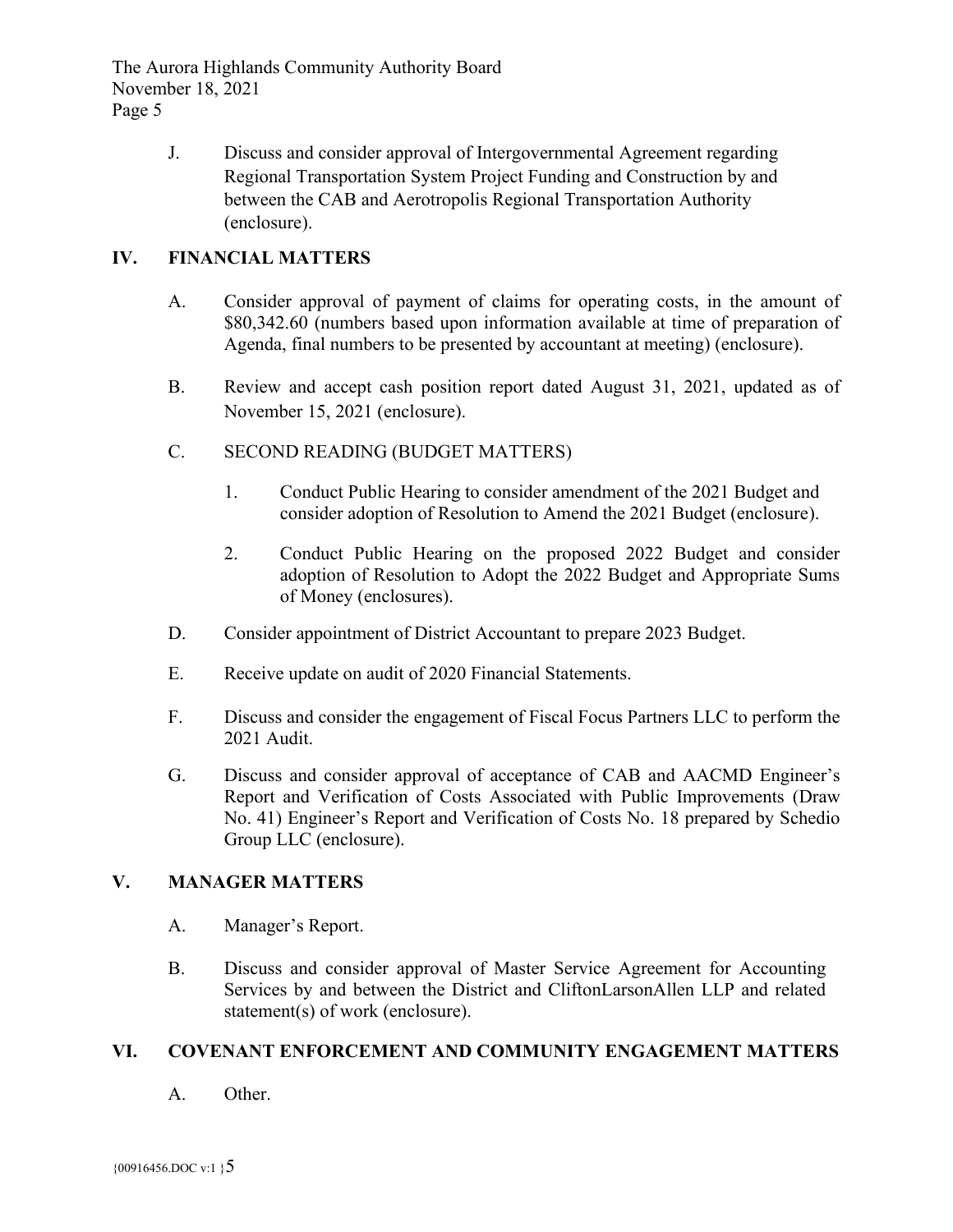J. Discuss and consider approval of Intergovernmental Agreement regarding Regional Transportation System Project Funding and Construction by and between the CAB and Aerotropolis Regional Transportation Authority (enclosure).

## IV. FINANCIAL MATTERS

A. Consider approval of payment of claims for operating costs, in the amount of $80,342.60 (numbers based upon information available at time of preparation of Agenda, final numbers to be presented by accountant at meeting) (enclosure).

B. Review and accept cash position report dated August 31, 2021, updated as of November 15, 2021 (enclosure).

C. SECOND READING (BUDGET MATTERS)

1. Conduct Public Hearing to consider amendment of the 2021 Budget and consider adoption of Resolution to Amend the 2021 Budget (enclosure).

2. Conduct Public Hearing on the proposed 2022 Budget and consider adoption of Resolution to Adopt the 2022 Budget and Appropriate Sums of Money (enclosures).

D. Consider appointment of District Accountant to prepare 2023 Budget.

E. Receive update on audit of 2020 Financial Statements.

F. Discuss and consider the engagement of Fiscal Focus Partners LLC to perform the 2021 Audit.

G. Discuss and consider approval of acceptance of CAB and AACMD Engineer's Report and Verification of Costs Associated with Public Improvements (Draw No. 41) Engineer's Report and Verification of Costs No. 18 prepared by Schedio Group LLC (enclosure).

## V. MANAGER MATTERS

A. Manager's Report.

B. Discuss and consider approval of Master Service Agreement for Accounting Services by and between the District and CliftonLarsonAllen LLP and related statement(s) of work (enclosure).

## VI. COVENANT ENFORCEMENT AND COMMUNITY ENGAGEMENT MATTERS

A. Other.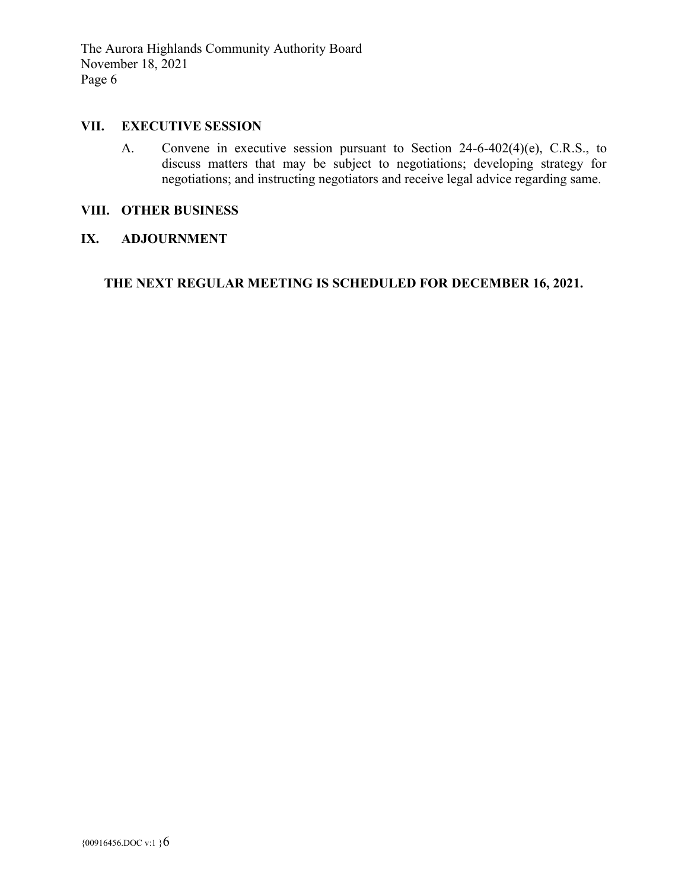## VII. EXECUTIVE SESSION

A. Convene in executive session pursuant to Section 24-6-402(4)(e), C.R.S., to discuss matters that may be subject to negotiations; developing strategy for negotiations; and instructing negotiators and receive legal advice regarding same.

## VIII. OTHER BUSINESS

## IX. ADJOURNMENT

**THE NEXT REGULAR MEETING IS SCHEDULED FOR DECEMBER 16, 2021.**